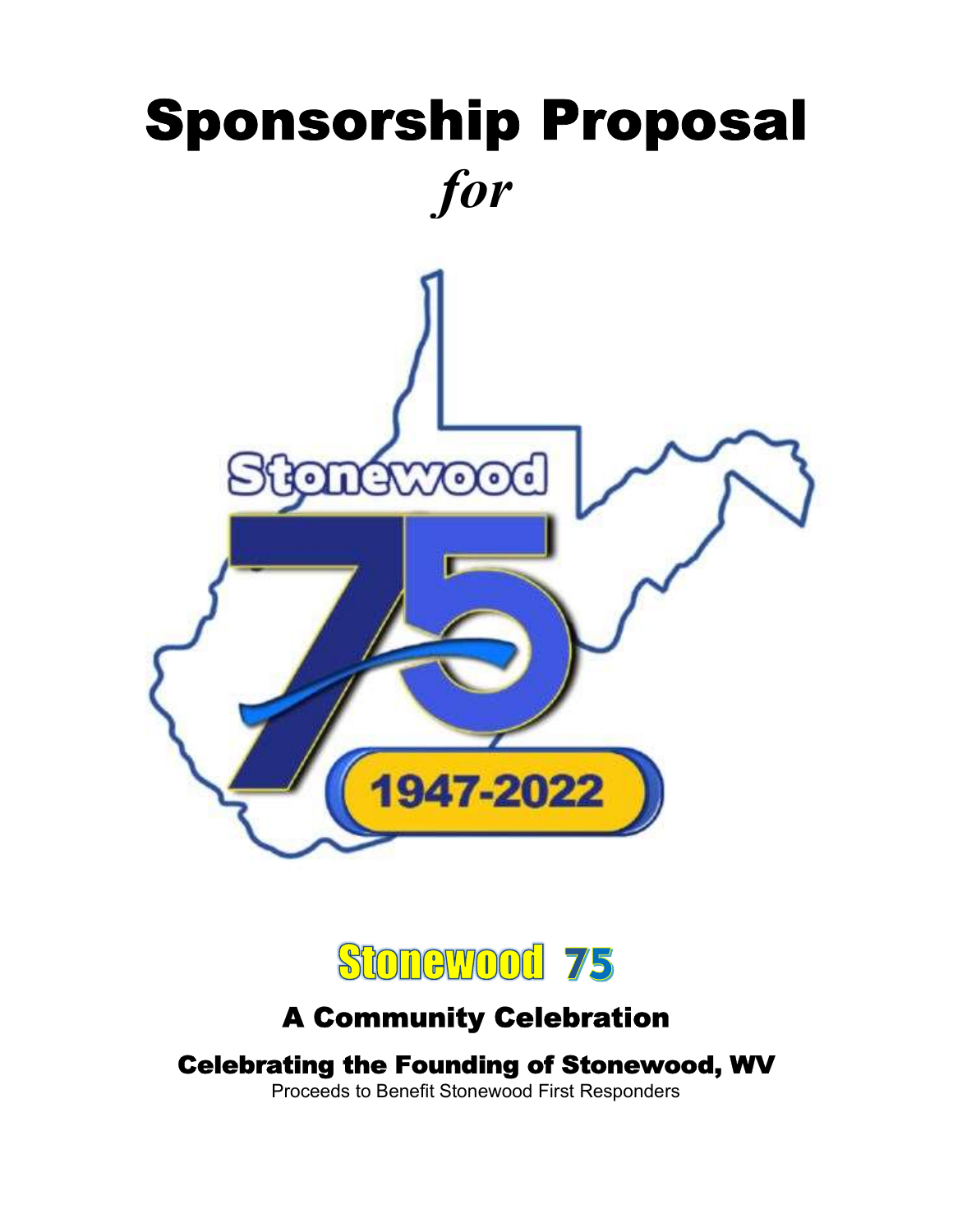# Sponsorship Proposal

## *for*

## Stonewood 75

### A Community Celebration

### Celebrating the Founding of Stonewood, WV

Proceeds to Benefit Stonewood First Responders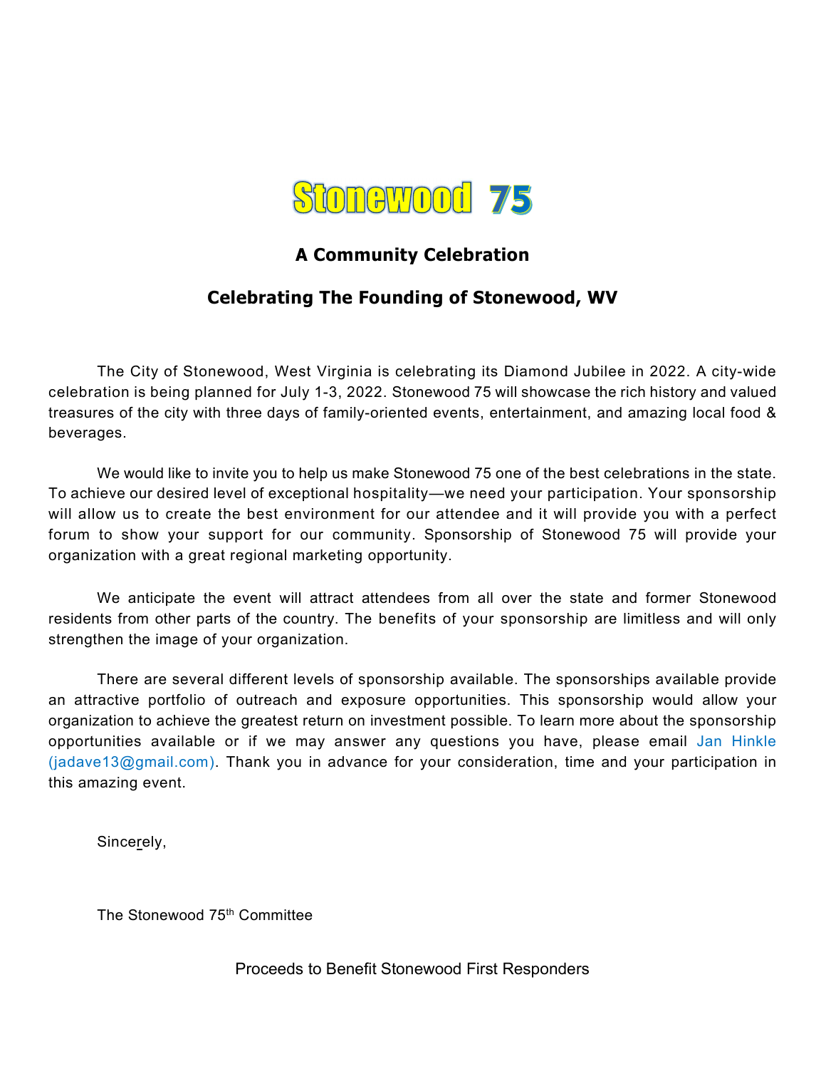# Stonewood 75

### A Community Celebration

### Celebrating The Founding of Stonewood, WV

The City of Stonewood, West Virginia is celebrating its Diamond Jubilee in 2022. A city-wide celebration is being planned for July 1-3, 2022. Stonewood 75 will showcase the rich history and valued treasures of the city with three days of family-oriented events, entertainment, and amazing local food & beverages.

We would like to invite you to help us make Stonewood 75 one of the best celebrations in the state. To achieve our desired level of exceptional hospitality—we need your participation. Your sponsorship will allow us to create the best environment for our attendee and it will provide you with a perfect forum to show your support for our community. Sponsorship of Stonewood 75 will provide your organization with a great regional marketing opportunity.

We anticipate the event will attract attendees from all over the state and former Stonewood residents from other parts of the country. The benefits of your sponsorship are limitless and will only strengthen the image of your organization.

There are several different levels of sponsorship available. The sponsorships available provide an attractive portfolio of outreach and exposure opportunities. This sponsorship would allow your organization to achieve the greatest return on investment possible. To learn more about the sponsorship opportunities available or if we may answer any questions you have, please email Jan Hinkle (jadave13@gmail.com). Thank you in advance for your consideration, time and your participation in this amazing event.

Sincerely,

The Stonewood 75th Committee

Proceeds to Benefit Stonewood First Responders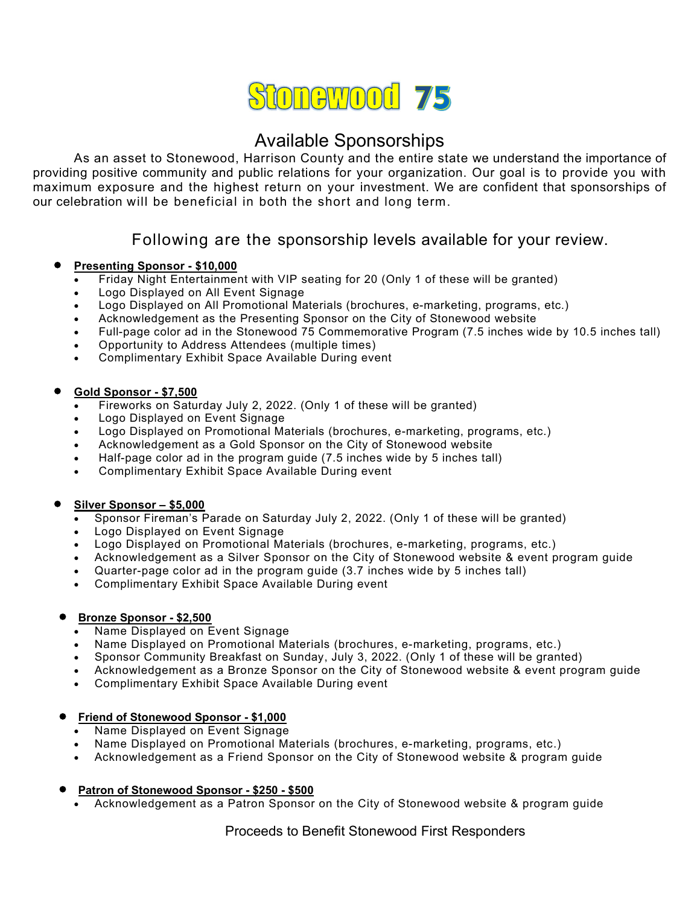# Stonewood 75

## Available Sponsorships

As an asset to Stonewood, Harrison County and the entire state we understand the importance of providing positive community and public relations for your organization. Our goal is to provide you with maximum exposure and the highest return on your investment. We are confident that sponsorships of our celebration will be beneficial in both the short and long term.

### Following are the sponsorship levels available for your review.

- **Presenting Sponsor - $10,000**
  - Friday Night Entertainment with VIP seating for 20 (Only 1 of these will be granted)
  - Logo Displayed on All Event Signage
  - Logo Displayed on All Promotional Materials (brochures, e-marketing, programs, etc.)
  - Acknowledgement as the Presenting Sponsor on the City of Stonewood website
  - Full-page color ad in the Stonewood 75 Commemorative Program (7.5 inches wide by 10.5 inches tall)
  - Opportunity to Address Attendees (multiple times)
  - Complimentary Exhibit Space Available During event

- **Gold Sponsor - $7,500**
  - Fireworks on Saturday July 2, 2022. (Only 1 of these will be granted)
  - Logo Displayed on Event Signage
  - Logo Displayed on Promotional Materials (brochures, e-marketing, programs, etc.)
  - Acknowledgement as a Gold Sponsor on the City of Stonewood website
  - Half-page color ad in the program guide (7.5 inches wide by 5 inches tall)
  - Complimentary Exhibit Space Available During event

- **Silver Sponsor – $5,000**
  - Sponsor Fireman's Parade on Saturday July 2, 2022. (Only 1 of these will be granted)
  - Logo Displayed on Event Signage
  - Logo Displayed on Promotional Materials (brochures, e-marketing, programs, etc.)
  - Acknowledgement as a Silver Sponsor on the City of Stonewood website & event program guide
  - Quarter-page color ad in the program guide (3.7 inches wide by 5 inches tall)
  - Complimentary Exhibit Space Available During event

- **Bronze Sponsor - $2,500**
  - Name Displayed on Event Signage
  - Name Displayed on Promotional Materials (brochures, e-marketing, programs, etc.)
  - Sponsor Community Breakfast on Sunday, July 3, 2022. (Only 1 of these will be granted)
  - Acknowledgement as a Bronze Sponsor on the City of Stonewood website & event program guide
  - Complimentary Exhibit Space Available During event

- **Friend of Stonewood Sponsor - $1,000**
  - Name Displayed on Event Signage
  - Name Displayed on Promotional Materials (brochures, e-marketing, programs, etc.)
  - Acknowledgement as a Friend Sponsor on the City of Stonewood website & program guide

- **Patron of Stonewood Sponsor - $250 - $500**
  - Acknowledgement as a Patron Sponsor on the City of Stonewood website & program guide

Proceeds to Benefit Stonewood First Responders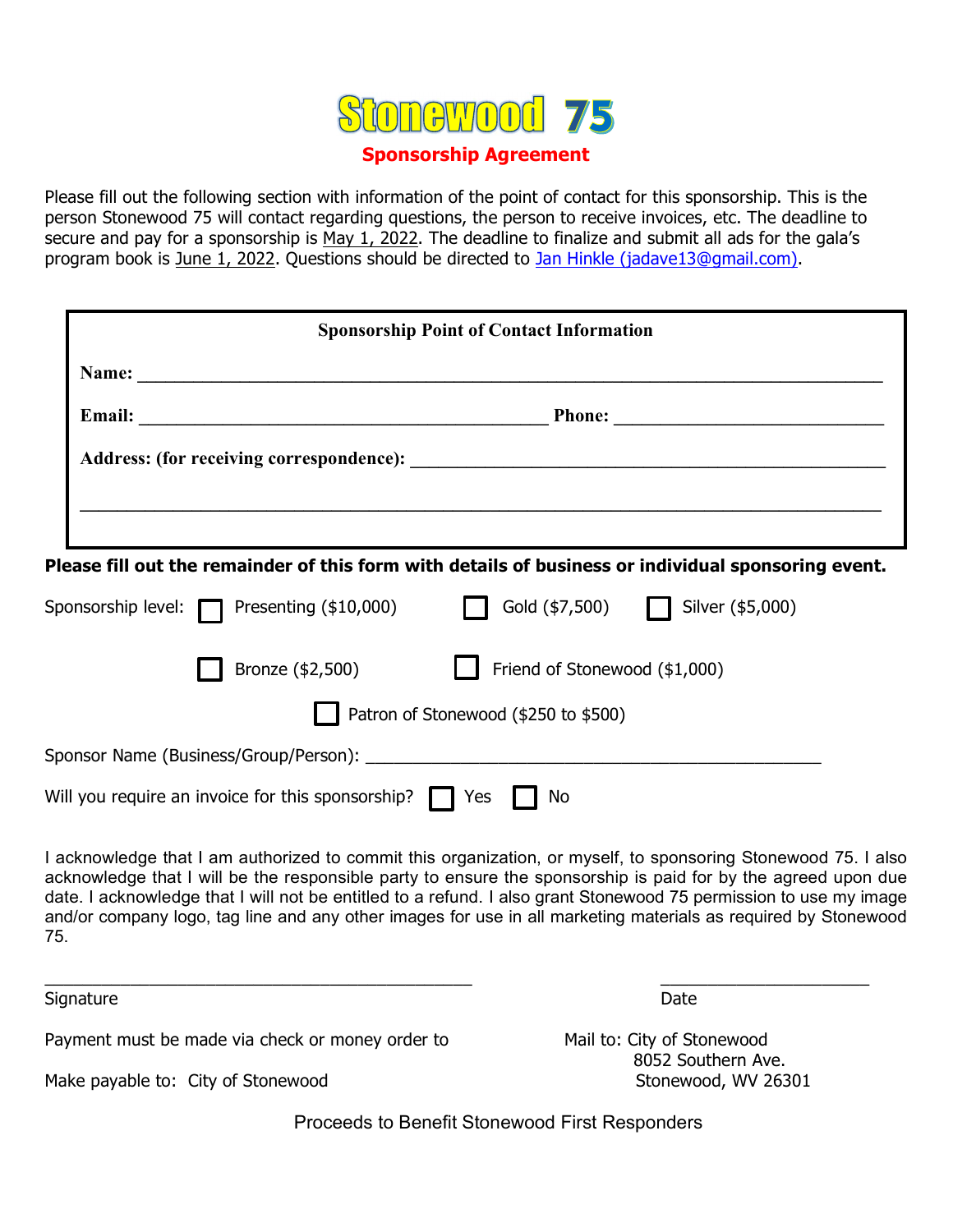# Stonewood 75

## Sponsorship Agreement

Please fill out the following section with information of the point of contact for this sponsorship. This is the person Stonewood 75 will contact regarding questions, the person to receive invoices, etc. The deadline to secure and pay for a sponsorship is May 1, 2022. The deadline to finalize and submit all ads for the gala's program book is June 1, 2022. Questions should be directed to Jan Hinkle (jadave13@gmail.com).

**Sponsorship Point of Contact Information**

**Name:** ____________________________________________________________________________

**Email:** ____________________________________________ **Phone:** ___________________________

**Address: (for receiving correspondence):** _____________________________________________

____________________________________________________________________________________

**Please fill out the remainder of this form with details of business or individual sponsoring event.**

Sponsorship level: ☐ Presenting ($10,000) ☐ Gold ($7,500) ☐ Silver ($5,000)

☐ Bronze ($2,500) ☐ Friend of Stonewood ($1,000)

☐ Patron of Stonewood ($250 to $500)

Sponsor Name (Business/Group/Person): ________________________________________________

Will you require an invoice for this sponsorship? ☐ Yes ☐ No

I acknowledge that I am authorized to commit this organization, or myself, to sponsoring Stonewood 75. I also acknowledge that I will be the responsible party to ensure the sponsorship is paid for by the agreed upon due date. I acknowledge that I will not be entitled to a refund. I also grant Stonewood 75 permission to use my image and/or company logo, tag line and any other images for use in all marketing materials as required by Stonewood 75.

_____________________________________________ ______________________

Signature Date

Payment must be made via check or money order to

Make payable to: City of Stonewood

Mail to: City of Stonewood
8052 Southern Ave.
Stonewood, WV 26301

Proceeds to Benefit Stonewood First Responders